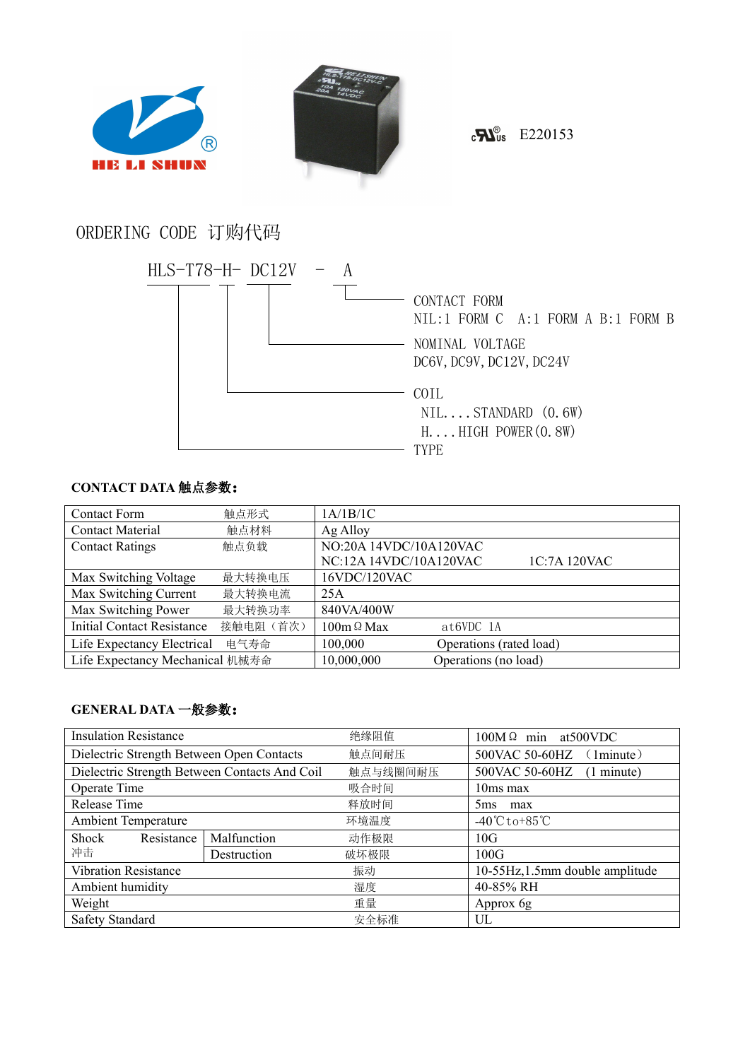HE LI SHUN

E220153

## ORDERING CODE 订购代码

HLS-T78-H- DC12V - A

- CONTACT FORM
  NIL:1 FORM C A:1 FORM A B:1 FORM B
- NOMINAL VOLTAGE
  DC6V, DC9V, DC12V, DC24V
- COIL
  NIL....STANDARD (0.6W)
  H....HIGH POWER(0.8W)
- TYPE

### CONTACT DATA 触点参数：

| | | |
|---|---|---|
| Contact Form | 触点形式 | 1A/1B/1C |
| Contact Material | 触点材料 | Ag Alloy |
| Contact Ratings | 触点负载 | NO:20A 14VDC/10A120VAC<br>NC:12A 14VDC/10A120VAC 1C:7A 120VAC |
| Max Switching Voltage | 最大转换电压 | 16VDC/120VAC |
| Max Switching Current | 最大转换电流 | 25A |
| Max Switching Power | 最大转换功率 | 840VA/400W |
| Initial Contact Resistance | 接触电阻（首次） | 100mΩ Max at6VDC 1A |
| Life Expectancy Electrical | 电气寿命 | 100,000 Operations (rated load) |
| Life Expectancy Mechanical | 机械寿命 | 10,000,000 Operations (no load) |

### GENERAL DATA 一般参数：

| | | | |
|---|---|---|---|
| Insulation Resistance | | 绝缘阻值 | 100MΩ min at500VDC |
| Dielectric Strength Between Open Contacts | | 触点间耐压 | 500VAC 50-60HZ （1minute） |
| Dielectric Strength Between Contacts And Coil | | 触点与线圈间耐压 | 500VAC 50-60HZ (1 minute) |
| Operate Time | | 吸合时间 | 10ms max |
| Release Time | | 释放时间 | 5ms max |
| Ambient Temperature | | 环境温度 | -40℃to+85℃ |
| Shock Resistance 冲击 | Malfunction | 动作极限 | 10G |
| | Destruction | 破坏极限 | 100G |
| Vibration Resistance | | 振动 | 10-55Hz,1.5mm double amplitude |
| Ambient humidity | | 湿度 | 40-85% RH |
| Weight | | 重量 | Approx 6g |
| Safety Standard | | 安全标准 | UL |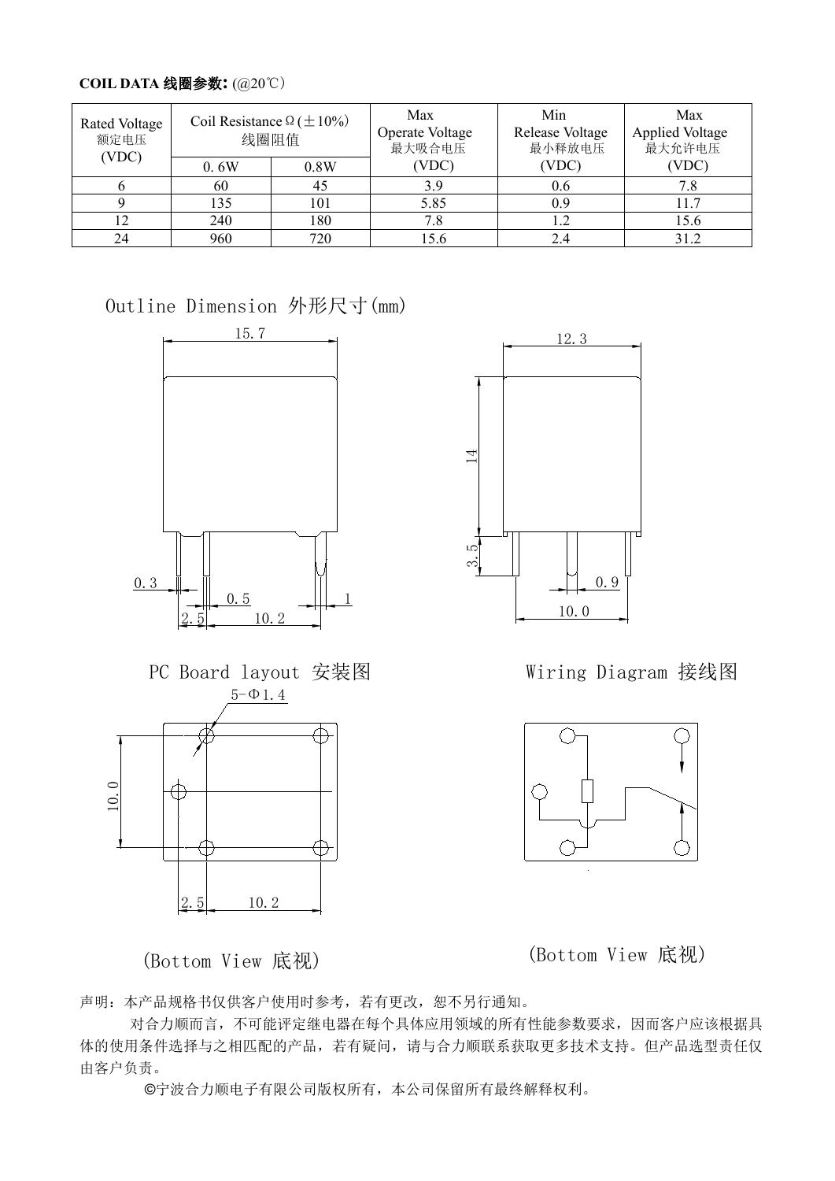**COIL DATA 线圈参数: (@20℃)**

| Rated Voltage 额定电压 (VDC) | Coil Resistance Ω (±10%) 线圈阻值 | | Max Operate Voltage 最大吸合电压 (VDC) | Min Release Voltage 最小释放电压 (VDC) | Max Applied Voltage 最大允许电压 (VDC) |
|---|---|---|---|---|---|
| | 0.6W | 0.8W | | | |
| 6 | 60 | 45 | 3.9 | 0.6 | 7.8 |
| 9 | 135 | 101 | 5.85 | 0.9 | 11.7 |
| 12 | 240 | 180 | 7.8 | 1.2 | 15.6 |
| 24 | 960 | 720 | 15.6 | 2.4 | 31.2 |

## Outline Dimension 外形尺寸(mm)

15.7
0.3
0.5
1
2.5
10.2

12.3
14
3.5
0.9
10.0

## PC Board layout 安装图

5-Φ1.4
10.0
2.5
10.2

(Bottom View 底视)

## Wiring Diagram 接线图

(Bottom View 底视)

声明：本产品规格书仅供客户使用时参考，若有更改，恕不另行通知。

对合力顺而言，不可能评定继电器在每个具体应用领域的所有性能参数要求，因而客户应该根据具体的使用条件选择与之相匹配的产品，若有疑问，请与合力顺联系获取更多技术支持。但产品选型责任仅由客户负责。

©宁波合力顺电子有限公司版权所有，本公司保留所有最终解释权利。